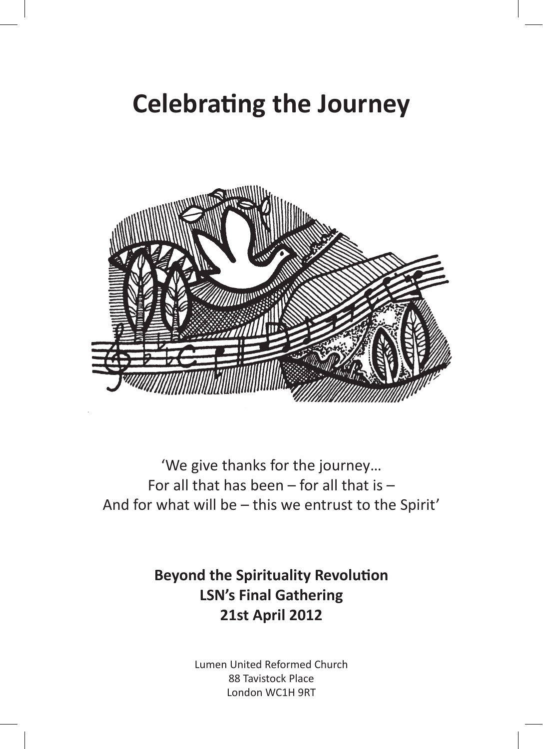# Celebrating the Journey

'We give thanks for the journey…
For all that has been – for all that is –
And for what will be – this we entrust to the Spirit'

**Beyond the Spirituality Revolution**
**LSN's Final Gathering**
**21st April 2012**

Lumen United Reformed Church
88 Tavistock Place
London WC1H 9RT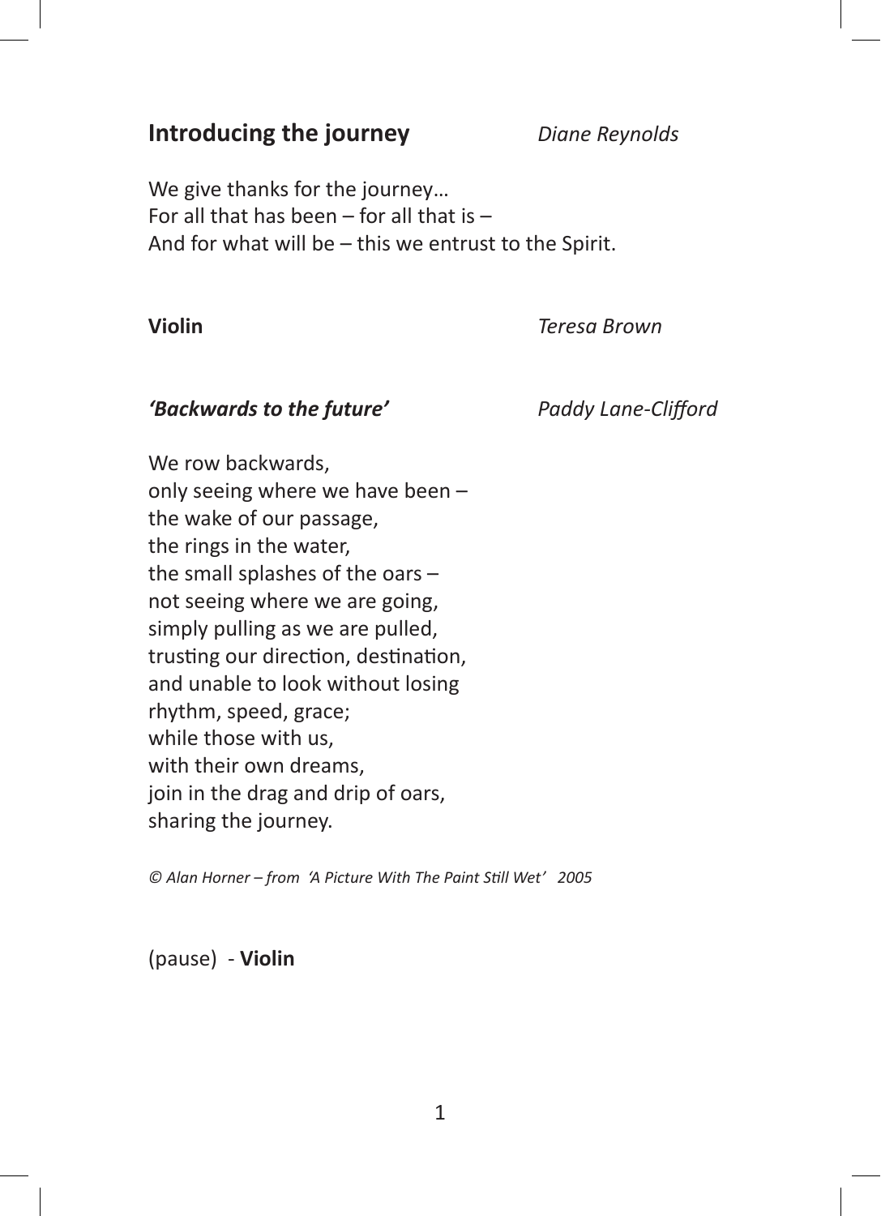## Introducing the journey *Diane Reynolds*

We give thanks for the journey…
For all that has been – for all that is –
And for what will be – this we entrust to the Spirit.

**Violin** *Teresa Brown*

***'Backwards to the future'*** *Paddy Lane-Clifford*

We row backwards,
only seeing where we have been –
the wake of our passage,
the rings in the water,
the small splashes of the oars –
not seeing where we are going,
simply pulling as we are pulled,
trusting our direction, destination,
and unable to look without losing
rhythm, speed, grace;
while those with us,
with their own dreams,
join in the drag and drip of oars,
sharing the journey.

*© Alan Horner – from 'A Picture With The Paint Still Wet' 2005*

(pause) - **Violin**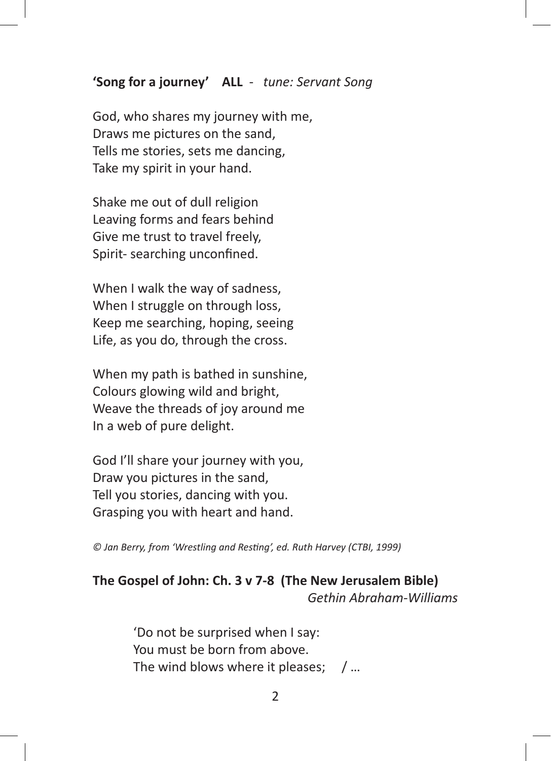**'Song for a journey'** **ALL** - *tune: Servant Song*

God, who shares my journey with me,
Draws me pictures on the sand,
Tells me stories, sets me dancing,
Take my spirit in your hand.

Shake me out of dull religion
Leaving forms and fears behind
Give me trust to travel freely,
Spirit- searching unconfined.

When I walk the way of sadness,
When I struggle on through loss,
Keep me searching, hoping, seeing
Life, as you do, through the cross.

When my path is bathed in sunshine,
Colours glowing wild and bright,
Weave the threads of joy around me
In a web of pure delight.

God I'll share your journey with you,
Draw you pictures in the sand,
Tell you stories, dancing with you.
Grasping you with heart and hand.

*© Jan Berry, from 'Wrestling and Resting', ed. Ruth Harvey (CTBI, 1999)*

**The Gospel of John: Ch. 3 v 7-8 (The New Jerusalem Bible)**
*Gethin Abraham-Williams*

'Do not be surprised when I say:
You must be born from above.
The wind blows where it pleases; / …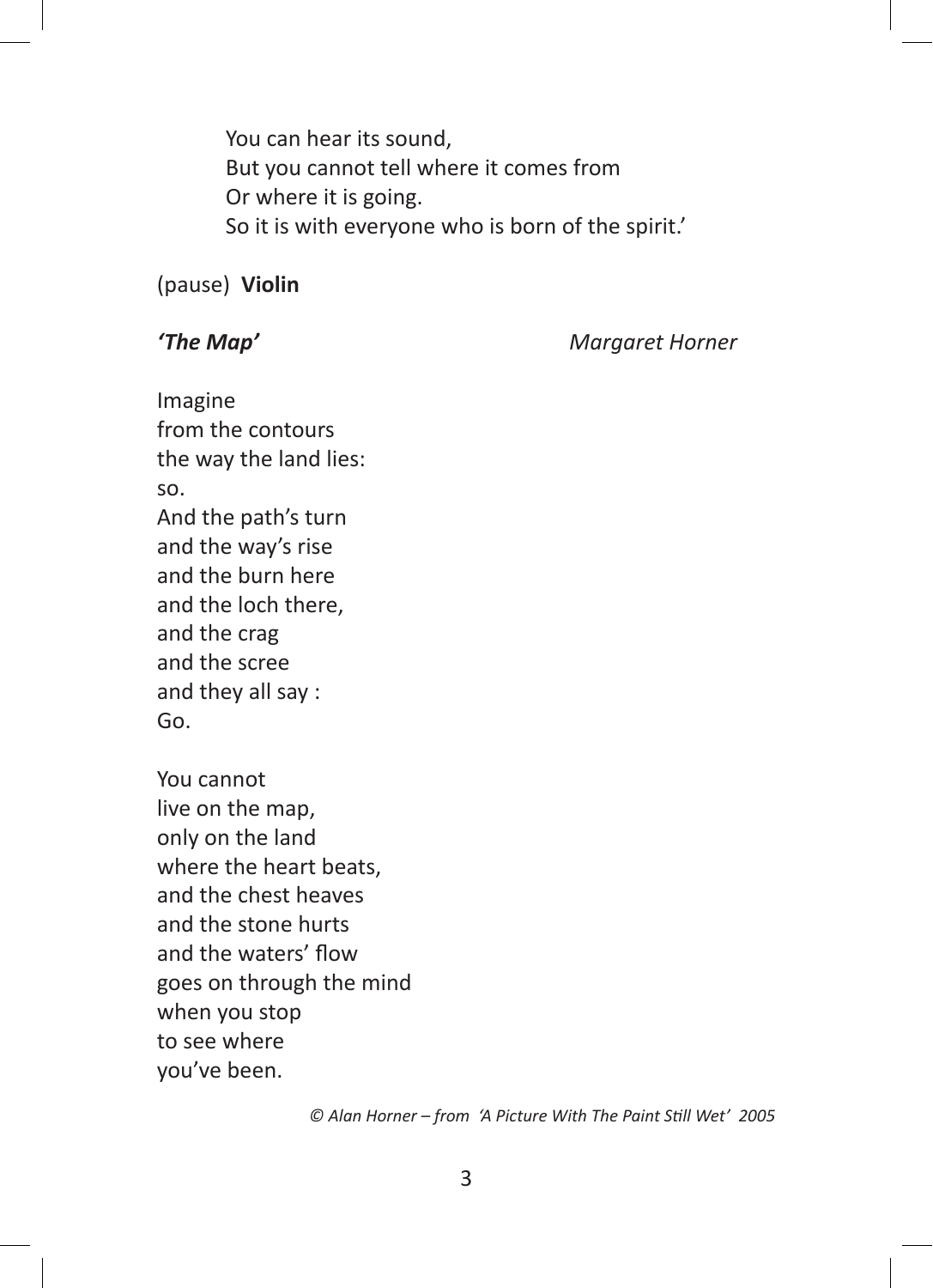> You can hear its sound,  
> But you cannot tell where it comes from  
> Or where it is going.  
> So it is with everyone who is born of the spirit.'

(pause) **Violin**

***'The Map'*** *Margaret Horner*

Imagine  
from the contours  
the way the land lies:  
so.  
And the path's turn  
and the way's rise  
and the burn here  
and the loch there,  
and the crag  
and the scree  
and they all say :  
Go.

You cannot  
live on the map,  
only on the land  
where the heart beats,  
and the chest heaves  
and the stone hurts  
and the waters' flow  
goes on through the mind  
when you stop  
to see where  
you've been.

*© Alan Horner – from 'A Picture With The Paint Still Wet' 2005*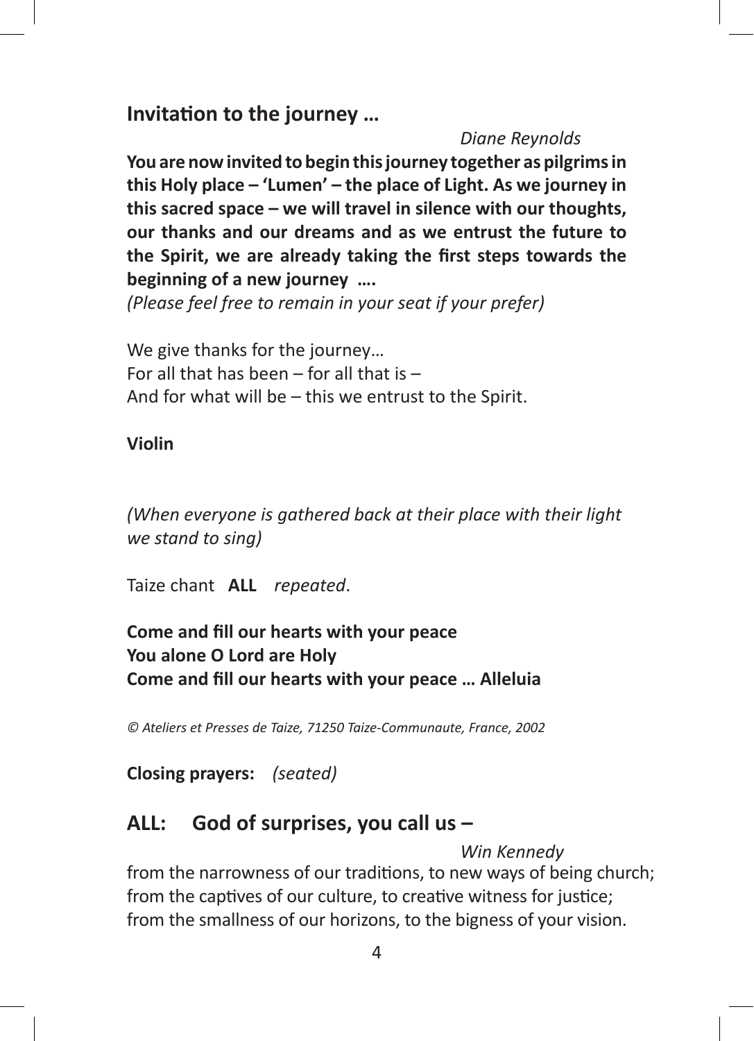## Invitation to the journey …

*Diane Reynolds*

**You are now invited to begin this journey together as pilgrims in this Holy place – 'Lumen' – the place of Light. As we journey in this sacred space – we will travel in silence with our thoughts, our thanks and our dreams and as we entrust the future to the Spirit, we are already taking the first steps towards the beginning of a new journey ….**

*(Please feel free to remain in your seat if your prefer)*

We give thanks for the journey…
For all that has been – for all that is –
And for what will be – this we entrust to the Spirit.

**Violin**

*(When everyone is gathered back at their place with their light we stand to sing)*

Taize chant **ALL** *repeated*.

**Come and fill our hearts with your peace**
**You alone O Lord are Holy**
**Come and fill our hearts with your peace … Alleluia**

*© Ateliers et Presses de Taize, 71250 Taize-Communaute, France, 2002*

**Closing prayers:** *(seated)*

## ALL: God of surprises, you call us –

*Win Kennedy*

from the narrowness of our traditions, to new ways of being church;
from the captives of our culture, to creative witness for justice;
from the smallness of our horizons, to the bigness of your vision.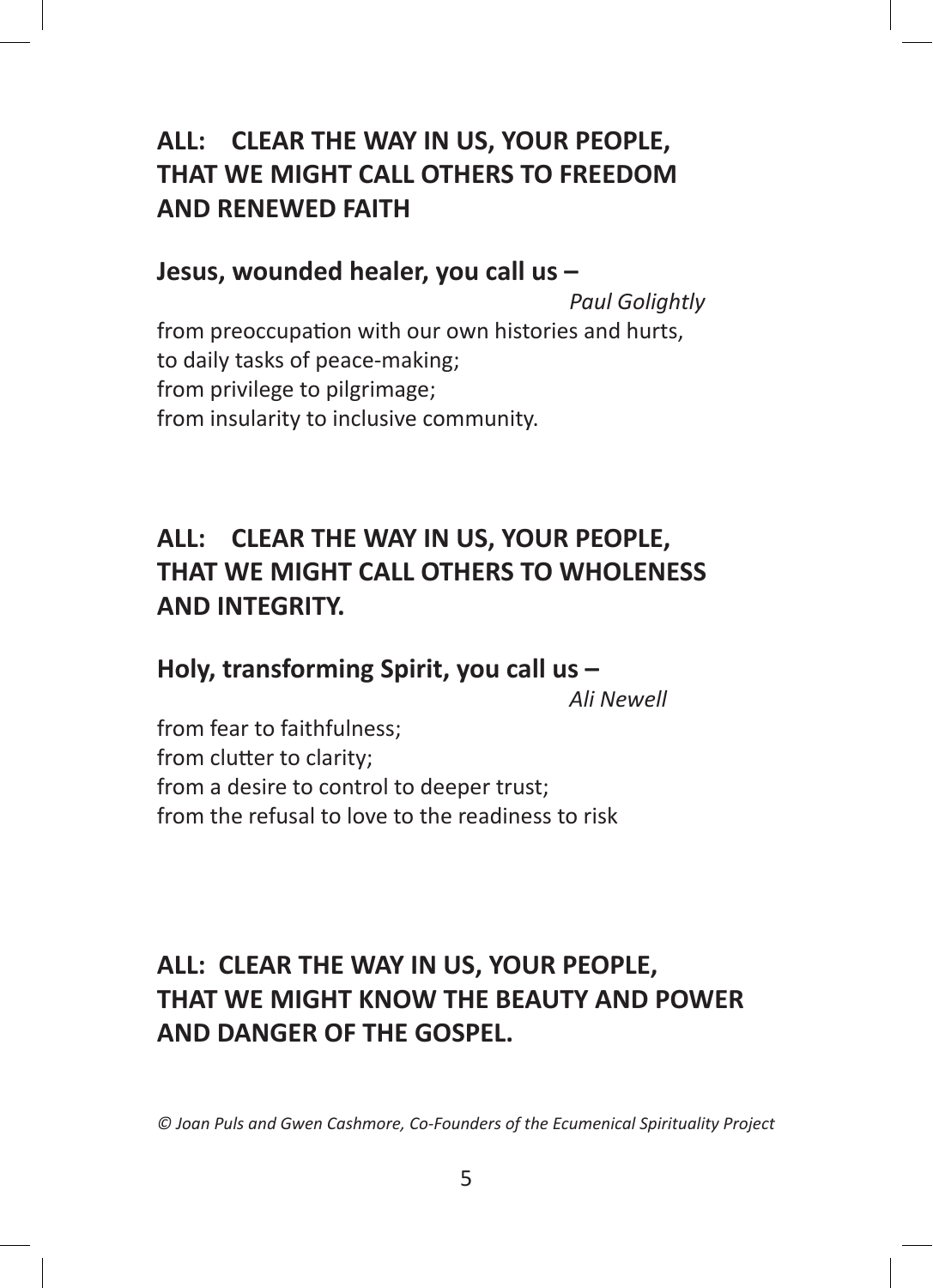**ALL: CLEAR THE WAY IN US, YOUR PEOPLE, THAT WE MIGHT CALL OTHERS TO FREEDOM AND RENEWED FAITH**

**Jesus, wounded healer, you call us –**

*Paul Golightly*

from preoccupation with our own histories and hurts,
to daily tasks of peace-making;
from privilege to pilgrimage;
from insularity to inclusive community.

**ALL: CLEAR THE WAY IN US, YOUR PEOPLE, THAT WE MIGHT CALL OTHERS TO WHOLENESS AND INTEGRITY.**

**Holy, transforming Spirit, you call us –**

*Ali Newell*

from fear to faithfulness;
from clutter to clarity;
from a desire to control to deeper trust;
from the refusal to love to the readiness to risk

**ALL: CLEAR THE WAY IN US, YOUR PEOPLE, THAT WE MIGHT KNOW THE BEAUTY AND POWER AND DANGER OF THE GOSPEL.**

*© Joan Puls and Gwen Cashmore, Co-Founders of the Ecumenical Spirituality Project*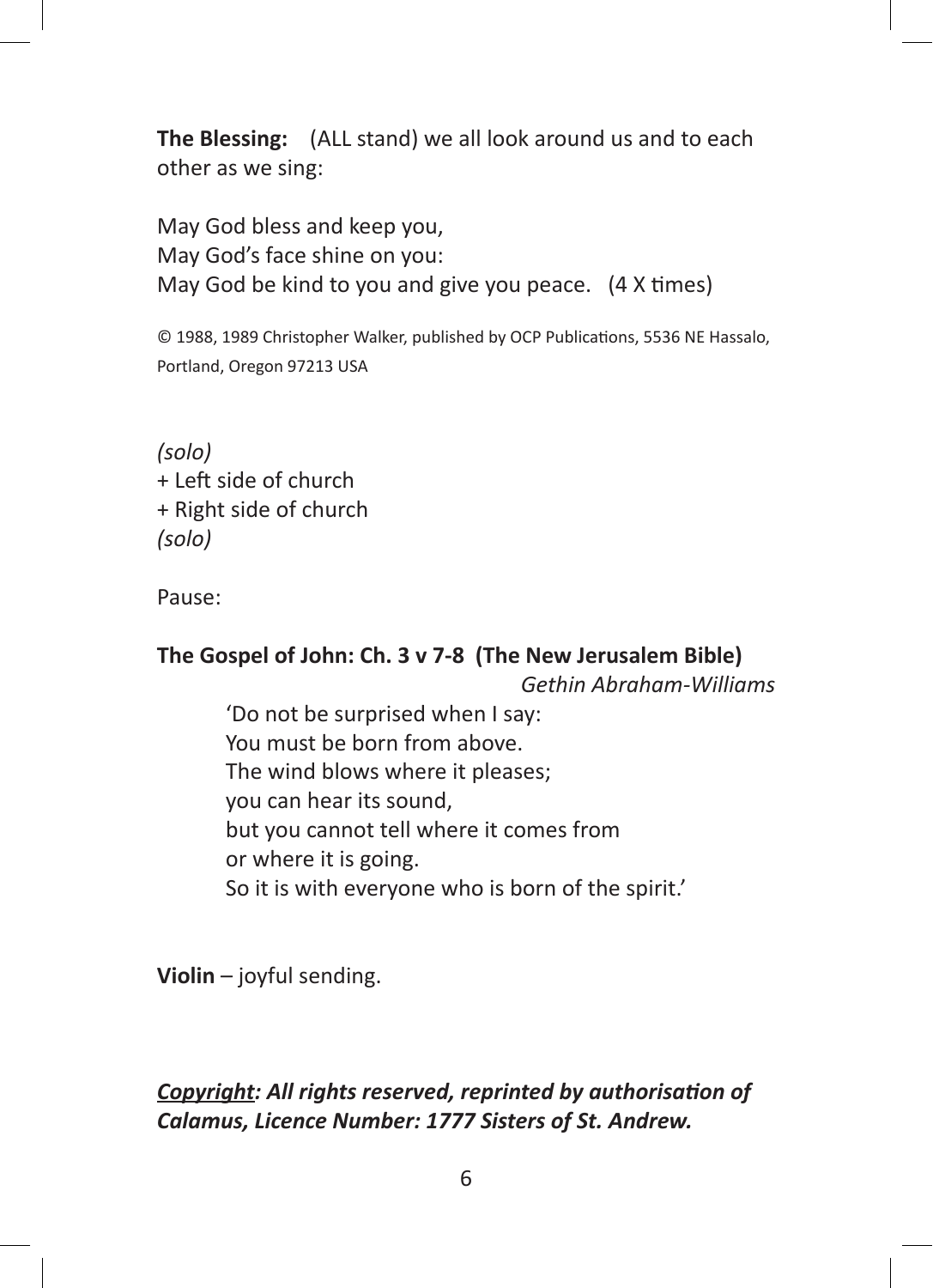**The Blessing:** (ALL stand) we all look around us and to each other as we sing:

May God bless and keep you,
May God's face shine on you:
May God be kind to you and give you peace. (4 X times)

© 1988, 1989 Christopher Walker, published by OCP Publications, 5536 NE Hassalo, Portland, Oregon 97213 USA

*(solo)*
+ Left side of church
+ Right side of church
*(solo)*

Pause:

**The Gospel of John: Ch. 3 v 7-8 (The New Jerusalem Bible)**

*Gethin Abraham-Williams*

'Do not be surprised when I say:
You must be born from above.
The wind blows where it pleases;
you can hear its sound,
but you cannot tell where it comes from
or where it is going.
So it is with everyone who is born of the spirit.'

**Violin** – joyful sending.

***<u>Copyright</u>: All rights reserved, reprinted by authorisation of Calamus, Licence Number: 1777 Sisters of St. Andrew.***